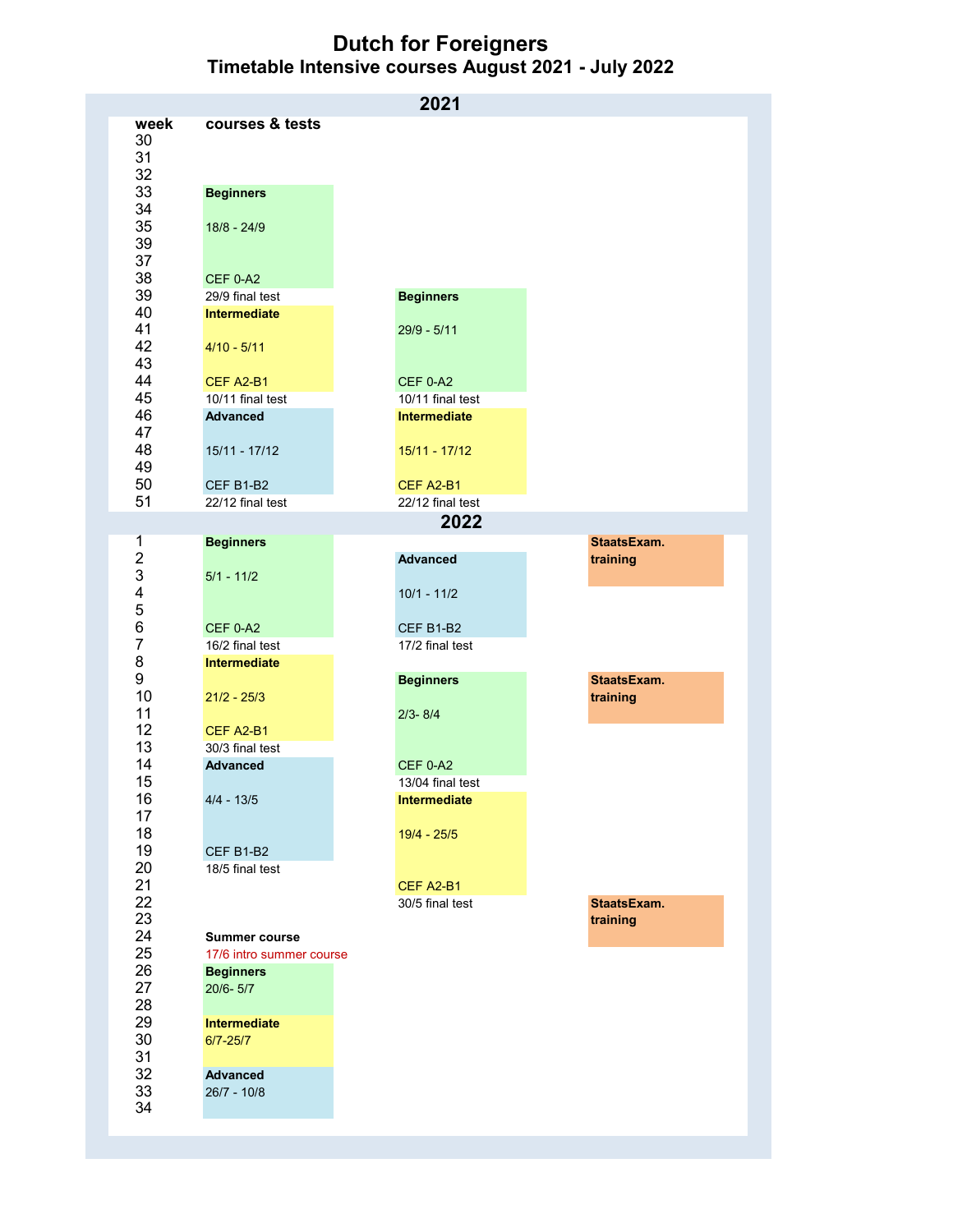# Dutch for Foreigners

## Timetable Intensive courses August 2021 - July 2022

### 2021

| week | courses & tests | | |
|---|---|---|---|
| 30 | | | |
| 31 | | | |
| 32 | | | |
| 33 | **Beginners** | | |
| 34 | | | |
| 35 | 18/8 - 24/9 | | |
| 39 | | | |
| 37 | | | |
| 38 | CEF 0-A2 | | |
| 39 | 29/9 final test | **Beginners** | |
| 40 | **Intermediate** | | |
| 41 | | 29/9 - 5/11 | |
| 42 | 4/10 - 5/11 | | |
| 43 | | | |
| 44 | CEF A2-B1 | CEF 0-A2 | |
| 45 | 10/11 final test | 10/11 final test | |
| 46 | **Advanced** | **Intermediate** | |
| 47 | | | |
| 48 | 15/11 - 17/12 | 15/11 - 17/12 | |
| 49 | | | |
| 50 | CEF B1-B2 | CEF A2-B1 | |
| 51 | 22/12 final test | 22/12 final test | |

### 2022

| week | courses & tests | | |
|---|---|---|---|
| 1 | **Beginners** | | **StaatsExam. training** |
| 2 | | **Advanced** | |
| 3 | 5/1 - 11/2 | | |
| 4 | | 10/1 - 11/2 | |
| 5 | | | |
| 6 | CEF 0-A2 | CEF B1-B2 | |
| 7 | 16/2 final test | 17/2 final test | |
| 8 | **Intermediate** | | |
| 9 | | **Beginners** | **StaatsExam. training** |
| 10 | 21/2 - 25/3 | | |
| 11 | | 2/3- 8/4 | |
| 12 | CEF A2-B1 | | |
| 13 | 30/3 final test | | |
| 14 | **Advanced** | CEF 0-A2 | |
| 15 | | 13/04 final test | |
| 16 | 4/4 - 13/5 | **Intermediate** | |
| 17 | | | |
| 18 | | 19/4 - 25/5 | |
| 19 | CEF B1-B2 | | |
| 20 | 18/5 final test | | |
| 21 | | CEF A2-B1 | |
| 22 | | 30/5 final test | **StaatsExam. training** |
| 23 | | | |
| 24 | **Summer course** | | |
| 25 | 17/6 intro summer course | | |
| 26 | **Beginners** | | |
| 27 | 20/6- 5/7 | | |
| 28 | | | |
| 29 | **Intermediate** | | |
| 30 | 6/7-25/7 | | |
| 31 | | | |
| 32 | **Advanced** | | |
| 33 | 26/7 - 10/8 | | |
| 34 | | | |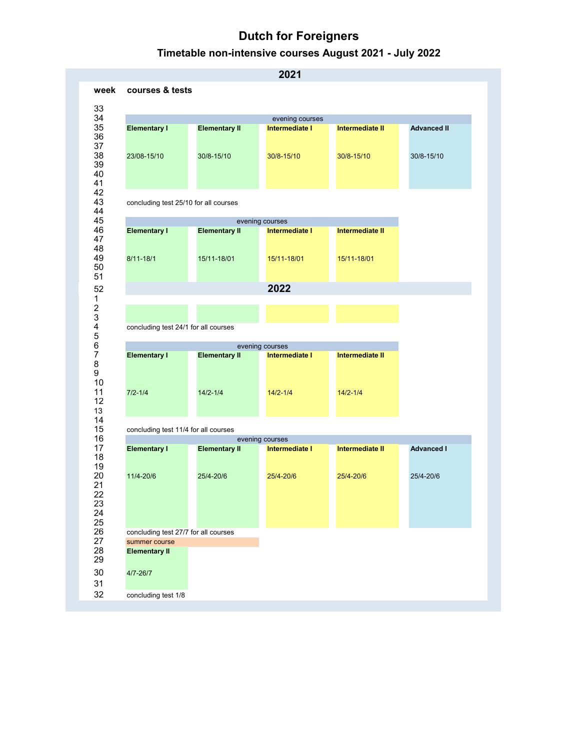# Dutch for Foreigners

## Timetable non-intensive courses August 2021 - July 2022

### 2021

| week | courses & tests | | | | |
|---|---|---|---|---|---|
| 33 | | | | | |
| 34 | evening courses | | | | |
| 35 | **Elementary I** | **Elementary II** | **Intermediate I** | **Intermediate II** | **Advanced II** |
| 36 | | | | | |
| 37 | | | | | |
| 38 | 23/08-15/10 | 30/8-15/10 | 30/8-15/10 | 30/8-15/10 | 30/8-15/10 |
| 39 | | | | | |
| 40 | | | | | |
| 41 | | | | | |
| 42 | | | | | |
| 43 | concluding test 25/10 for all courses | | | | |
| 44 | | | | | |
| 45 | evening courses | | | | |
| 46 | **Elementary I** | **Elementary II** | **Intermediate I** | **Intermediate II** | |
| 47 | | | | | |
| 48 | | | | | |
| 49 | 8/11-18/1 | 15/11-18/01 | 15/11-18/01 | 15/11-18/01 | |
| 50 | | | | | |
| 51 | | | | | |
| 52 | **2022** | | | | |
| 1 | | | | | |
| 2 | | | | | |
| 3 | | | | | |
| 4 | concluding test 24/1 for all courses | | | | |
| 5 | | | | | |
| 6 | evening courses | | | | |
| 7 | **Elementary I** | **Elementary II** | **Intermediate I** | **Intermediate II** | |
| 8 | | | | | |
| 9 | | | | | |
| 10 | | | | | |
| 11 | 7/2-1/4 | 14/2-1/4 | 14/2-1/4 | 14/2-1/4 | |
| 12 | | | | | |
| 13 | | | | | |
| 14 | | | | | |
| 15 | concluding test 11/4 for all courses | | | | |
| 16 | evening courses | | | | |
| 17 | **Elementary I** | **Elementary II** | **Intermediate I** | **Intermediate II** | **Advanced I** |
| 18 | | | | | |
| 19 | | | | | |
| 20 | 11/4-20/6 | 25/4-20/6 | 25/4-20/6 | 25/4-20/6 | 25/4-20/6 |
| 21 | | | | | |
| 22 | | | | | |
| 23 | | | | | |
| 24 | | | | | |
| 25 | | | | | |
| 26 | concluding test 27/7 for all courses | | | | |
| 27 | summer course | | | | |
| 28 | **Elementary II** | | | | |
| 29 | | | | | |
| 30 | 4/7-26/7 | | | | |
| 31 | | | | | |
| 32 | concluding test 1/8 | | | | |